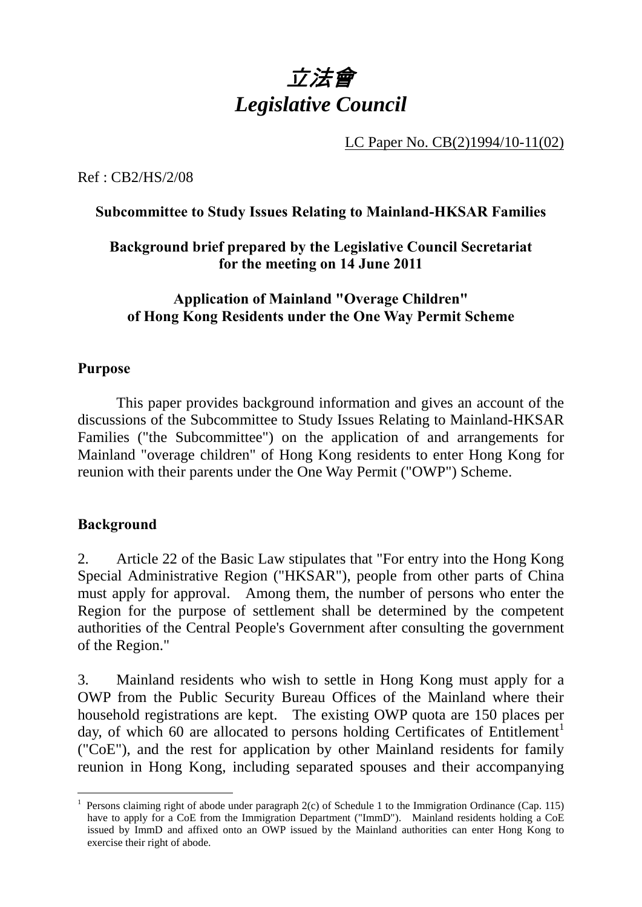# *立法會*
# *Legislative Council*

LC Paper No. CB(2)1994/10-11(02)

Ref : CB2/HS/2/08

**Subcommittee to Study Issues Relating to Mainland-HKSAR Families**

**Background brief prepared by the Legislative Council Secretariat for the meeting on 14 June 2011**

**Application of Mainland "Overage Children" of Hong Kong Residents under the One Way Permit Scheme**

## Purpose

This paper provides background information and gives an account of the discussions of the Subcommittee to Study Issues Relating to Mainland-HKSAR Families ("the Subcommittee") on the application of and arrangements for Mainland "overage children" of Hong Kong residents to enter Hong Kong for reunion with their parents under the One Way Permit ("OWP") Scheme.

## Background

2. Article 22 of the Basic Law stipulates that "For entry into the Hong Kong Special Administrative Region ("HKSAR"), people from other parts of China must apply for approval. Among them, the number of persons who enter the Region for the purpose of settlement shall be determined by the competent authorities of the Central People's Government after consulting the government of the Region."

3. Mainland residents who wish to settle in Hong Kong must apply for a OWP from the Public Security Bureau Offices of the Mainland where their household registrations are kept. The existing OWP quota are 150 places per day, of which 60 are allocated to persons holding Certificates of Entitlement[1] ("CoE"), and the rest for application by other Mainland residents for family reunion in Hong Kong, including separated spouses and their accompanying

[1] Persons claiming right of abode under paragraph 2(c) of Schedule 1 to the Immigration Ordinance (Cap. 115) have to apply for a CoE from the Immigration Department ("ImmD"). Mainland residents holding a CoE issued by ImmD and affixed onto an OWP issued by the Mainland authorities can enter Hong Kong to exercise their right of abode.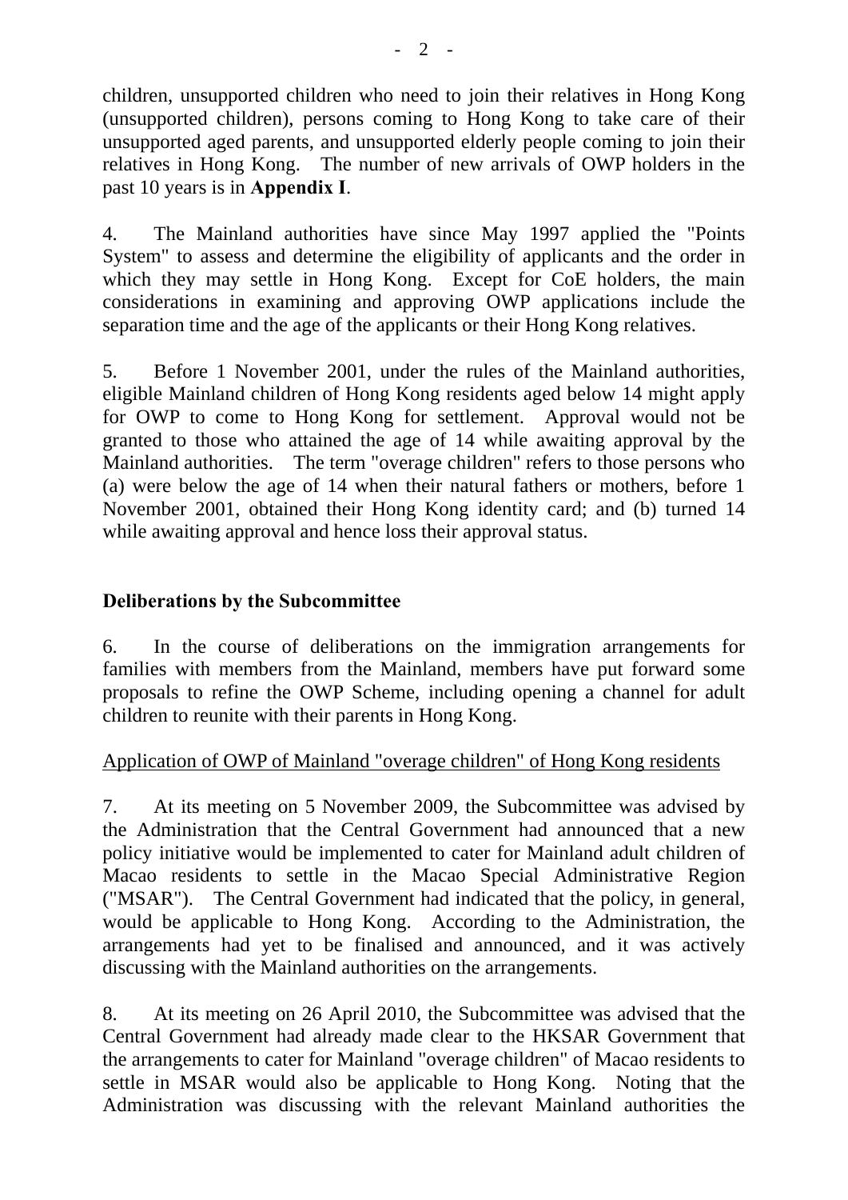children, unsupported children who need to join their relatives in Hong Kong (unsupported children), persons coming to Hong Kong to take care of their unsupported aged parents, and unsupported elderly people coming to join their relatives in Hong Kong. The number of new arrivals of OWP holders in the past 10 years is in **Appendix I**.

4. The Mainland authorities have since May 1997 applied the "Points System" to assess and determine the eligibility of applicants and the order in which they may settle in Hong Kong. Except for CoE holders, the main considerations in examining and approving OWP applications include the separation time and the age of the applicants or their Hong Kong relatives.

5. Before 1 November 2001, under the rules of the Mainland authorities, eligible Mainland children of Hong Kong residents aged below 14 might apply for OWP to come to Hong Kong for settlement. Approval would not be granted to those who attained the age of 14 while awaiting approval by the Mainland authorities. The term "overage children" refers to those persons who (a) were below the age of 14 when their natural fathers or mothers, before 1 November 2001, obtained their Hong Kong identity card; and (b) turned 14 while awaiting approval and hence loss their approval status.

## Deliberations by the Subcommittee

6. In the course of deliberations on the immigration arrangements for families with members from the Mainland, members have put forward some proposals to refine the OWP Scheme, including opening a channel for adult children to reunite with their parents in Hong Kong.

### Application of OWP of Mainland "overage children" of Hong Kong residents

7. At its meeting on 5 November 2009, the Subcommittee was advised by the Administration that the Central Government had announced that a new policy initiative would be implemented to cater for Mainland adult children of Macao residents to settle in the Macao Special Administrative Region ("MSAR"). The Central Government had indicated that the policy, in general, would be applicable to Hong Kong. According to the Administration, the arrangements had yet to be finalised and announced, and it was actively discussing with the Mainland authorities on the arrangements.

8. At its meeting on 26 April 2010, the Subcommittee was advised that the Central Government had already made clear to the HKSAR Government that the arrangements to cater for Mainland "overage children" of Macao residents to settle in MSAR would also be applicable to Hong Kong. Noting that the Administration was discussing with the relevant Mainland authorities the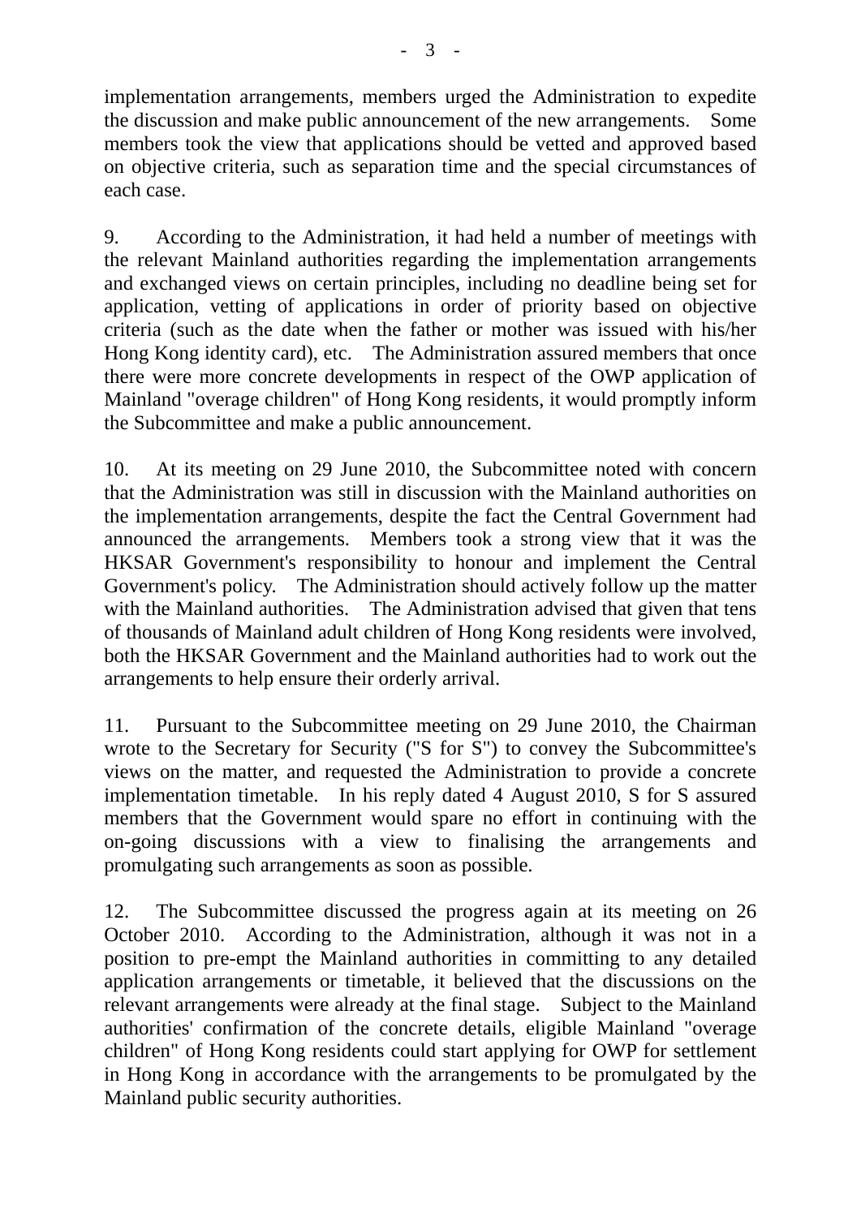implementation arrangements, members urged the Administration to expedite the discussion and make public announcement of the new arrangements. Some members took the view that applications should be vetted and approved based on objective criteria, such as separation time and the special circumstances of each case.

9. According to the Administration, it had held a number of meetings with the relevant Mainland authorities regarding the implementation arrangements and exchanged views on certain principles, including no deadline being set for application, vetting of applications in order of priority based on objective criteria (such as the date when the father or mother was issued with his/her Hong Kong identity card), etc. The Administration assured members that once there were more concrete developments in respect of the OWP application of Mainland "overage children" of Hong Kong residents, it would promptly inform the Subcommittee and make a public announcement.

10. At its meeting on 29 June 2010, the Subcommittee noted with concern that the Administration was still in discussion with the Mainland authorities on the implementation arrangements, despite the fact the Central Government had announced the arrangements. Members took a strong view that it was the HKSAR Government's responsibility to honour and implement the Central Government's policy. The Administration should actively follow up the matter with the Mainland authorities. The Administration advised that given that tens of thousands of Mainland adult children of Hong Kong residents were involved, both the HKSAR Government and the Mainland authorities had to work out the arrangements to help ensure their orderly arrival.

11. Pursuant to the Subcommittee meeting on 29 June 2010, the Chairman wrote to the Secretary for Security ("S for S") to convey the Subcommittee's views on the matter, and requested the Administration to provide a concrete implementation timetable. In his reply dated 4 August 2010, S for S assured members that the Government would spare no effort in continuing with the on-going discussions with a view to finalising the arrangements and promulgating such arrangements as soon as possible.

12. The Subcommittee discussed the progress again at its meeting on 26 October 2010. According to the Administration, although it was not in a position to pre-empt the Mainland authorities in committing to any detailed application arrangements or timetable, it believed that the discussions on the relevant arrangements were already at the final stage. Subject to the Mainland authorities' confirmation of the concrete details, eligible Mainland "overage children" of Hong Kong residents could start applying for OWP for settlement in Hong Kong in accordance with the arrangements to be promulgated by the Mainland public security authorities.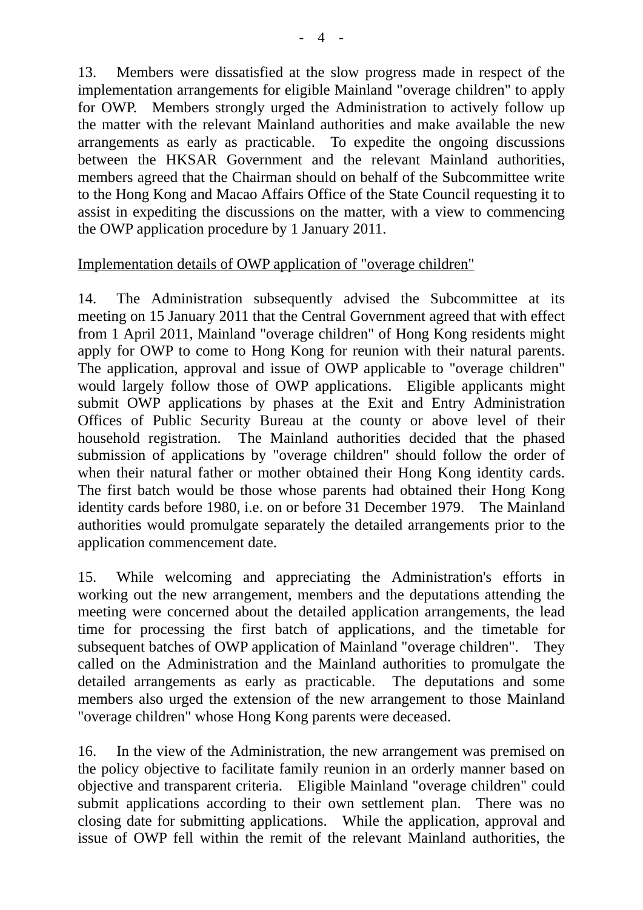13. Members were dissatisfied at the slow progress made in respect of the implementation arrangements for eligible Mainland "overage children" to apply for OWP. Members strongly urged the Administration to actively follow up the matter with the relevant Mainland authorities and make available the new arrangements as early as practicable. To expedite the ongoing discussions between the HKSAR Government and the relevant Mainland authorities, members agreed that the Chairman should on behalf of the Subcommittee write to the Hong Kong and Macao Affairs Office of the State Council requesting it to assist in expediting the discussions on the matter, with a view to commencing the OWP application procedure by 1 January 2011.

<u>Implementation details of OWP application of "overage children"</u>

14. The Administration subsequently advised the Subcommittee at its meeting on 15 January 2011 that the Central Government agreed that with effect from 1 April 2011, Mainland "overage children" of Hong Kong residents might apply for OWP to come to Hong Kong for reunion with their natural parents. The application, approval and issue of OWP applicable to "overage children" would largely follow those of OWP applications. Eligible applicants might submit OWP applications by phases at the Exit and Entry Administration Offices of Public Security Bureau at the county or above level of their household registration. The Mainland authorities decided that the phased submission of applications by "overage children" should follow the order of when their natural father or mother obtained their Hong Kong identity cards. The first batch would be those whose parents had obtained their Hong Kong identity cards before 1980, i.e. on or before 31 December 1979. The Mainland authorities would promulgate separately the detailed arrangements prior to the application commencement date.

15. While welcoming and appreciating the Administration's efforts in working out the new arrangement, members and the deputations attending the meeting were concerned about the detailed application arrangements, the lead time for processing the first batch of applications, and the timetable for subsequent batches of OWP application of Mainland "overage children". They called on the Administration and the Mainland authorities to promulgate the detailed arrangements as early as practicable. The deputations and some members also urged the extension of the new arrangement to those Mainland "overage children" whose Hong Kong parents were deceased.

16. In the view of the Administration, the new arrangement was premised on the policy objective to facilitate family reunion in an orderly manner based on objective and transparent criteria. Eligible Mainland "overage children" could submit applications according to their own settlement plan. There was no closing date for submitting applications. While the application, approval and issue of OWP fell within the remit of the relevant Mainland authorities, the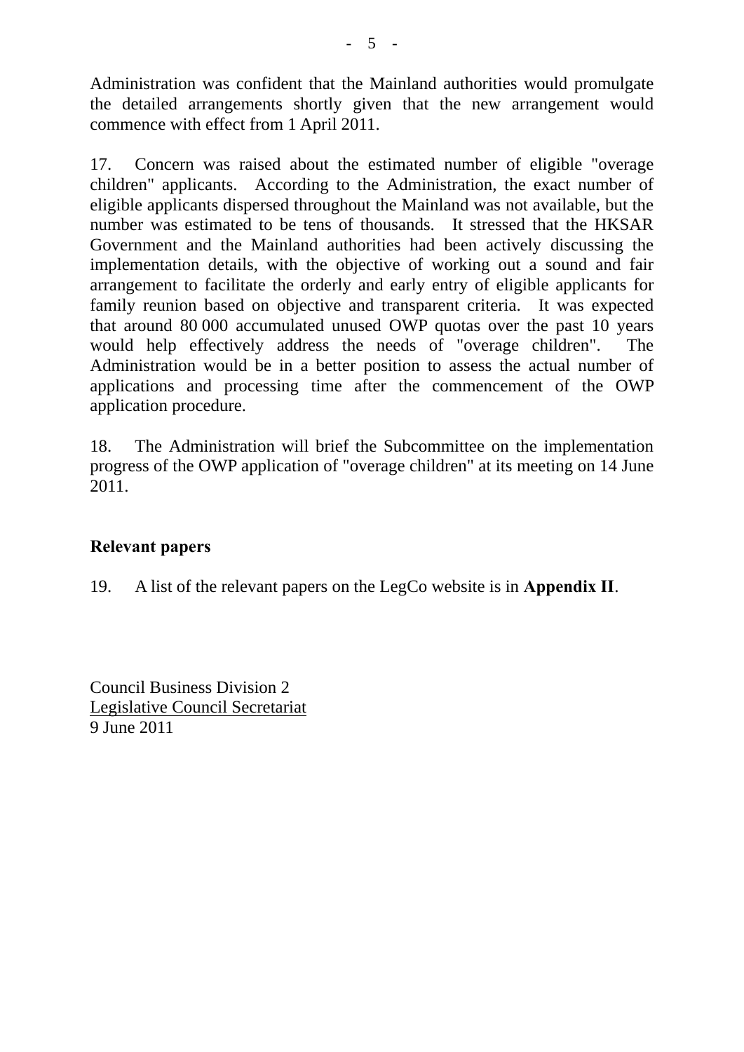Administration was confident that the Mainland authorities would promulgate the detailed arrangements shortly given that the new arrangement would commence with effect from 1 April 2011.

17. Concern was raised about the estimated number of eligible "overage children" applicants. According to the Administration, the exact number of eligible applicants dispersed throughout the Mainland was not available, but the number was estimated to be tens of thousands. It stressed that the HKSAR Government and the Mainland authorities had been actively discussing the implementation details, with the objective of working out a sound and fair arrangement to facilitate the orderly and early entry of eligible applicants for family reunion based on objective and transparent criteria. It was expected that around 80 000 accumulated unused OWP quotas over the past 10 years would help effectively address the needs of "overage children". The Administration would be in a better position to assess the actual number of applications and processing time after the commencement of the OWP application procedure.

18. The Administration will brief the Subcommittee on the implementation progress of the OWP application of "overage children" at its meeting on 14 June 2011.

## Relevant papers

19. A list of the relevant papers on the LegCo website is in **Appendix II**.

Council Business Division 2
Legislative Council Secretariat
9 June 2011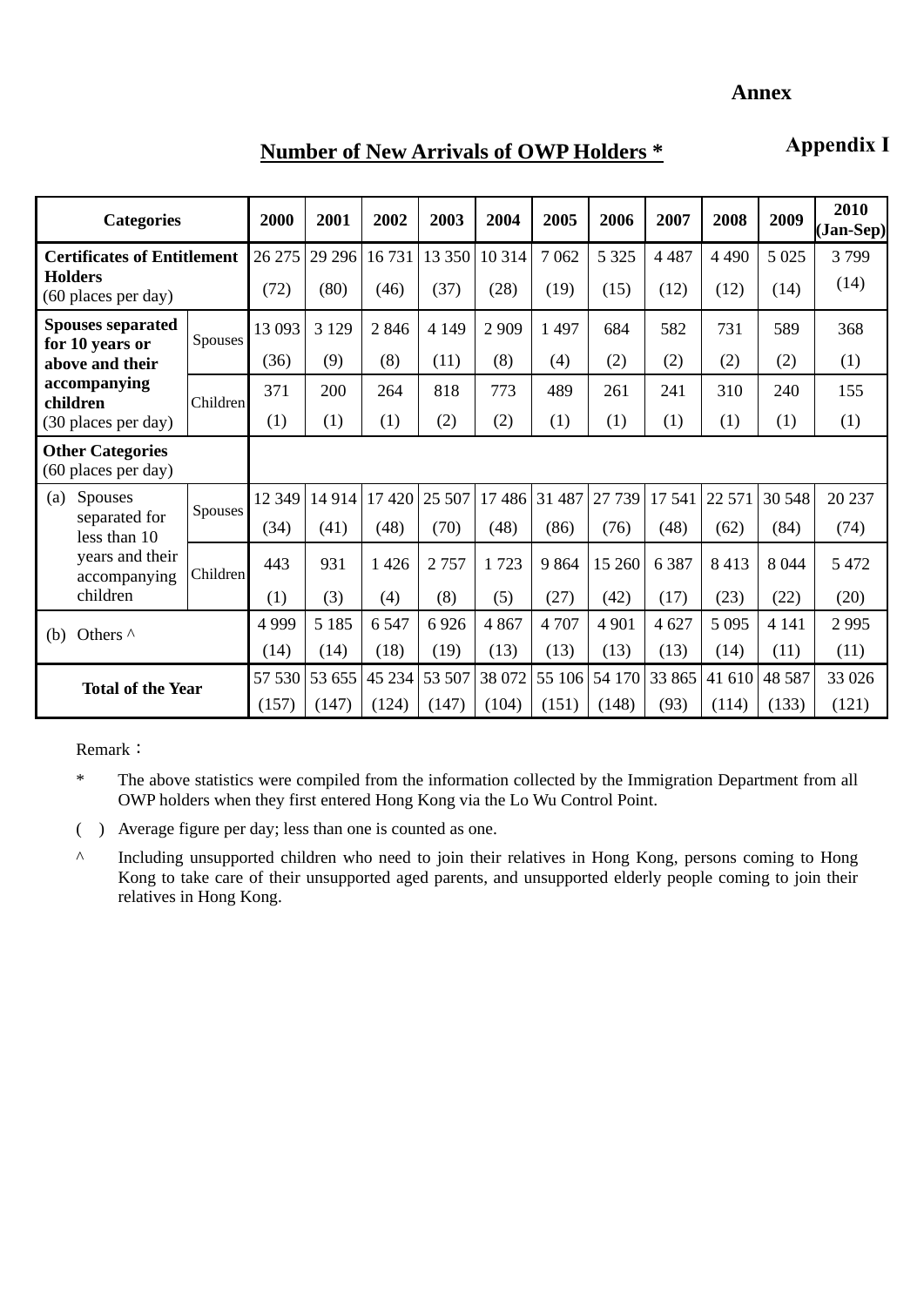**Annex**

**Appendix I**

## Number of New Arrivals of OWP Holders *

| Categories | | 2000 | 2001 | 2002 | 2003 | 2004 | 2005 | 2006 | 2007 | 2008 | 2009 | 2010 (Jan-Sep) |
|---|---|---|---|---|---|---|---|---|---|---|---|---|
| **Certificates of Entitlement Holders** (60 places per day) | | 26 275 (72) | 29 296 (80) | 16 731 (46) | 13 350 (37) | 10 314 (28) | 7 062 (19) | 5 325 (15) | 4 487 (12) | 4 490 (12) | 5 025 (14) | 3 799 (14) |
| **Spouses separated for 10 years or above and their accompanying children** (30 places per day) | Spouses | 13 093 (36) | 3 129 (9) | 2 846 (8) | 4 149 (11) | 2 909 (8) | 1 497 (4) | 684 (2) | 582 (2) | 731 (2) | 589 (2) | 368 (1) |
| | Children | 371 (1) | 200 (1) | 264 (1) | 818 (2) | 773 (2) | 489 (1) | 261 (1) | 241 (1) | 310 (1) | 240 (1) | 155 (1) |
| **Other Categories** (60 places per day) | | | | | | | | | | | | |
| (a) Spouses separated for less than 10 years and their accompanying children | Spouses | 12 349 (34) | 14 914 (41) | 17 420 (48) | 25 507 (70) | 17 486 (48) | 31 487 (86) | 27 739 (76) | 17 541 (48) | 22 571 (62) | 30 548 (84) | 20 237 (74) |
| | Children | 443 (1) | 931 (3) | 1 426 (4) | 2 757 (8) | 1 723 (5) | 9 864 (27) | 15 260 (42) | 6 387 (17) | 8 413 (23) | 8 044 (22) | 5 472 (20) |
| (b) Others ^ | | 4 999 (14) | 5 185 (14) | 6 547 (18) | 6 926 (19) | 4 867 (13) | 4 707 (13) | 4 901 (13) | 4 627 (13) | 5 095 (14) | 4 141 (11) | 2 995 (11) |
| **Total of the Year** | | 57 530 (157) | 53 655 (147) | 45 234 (124) | 53 507 (147) | 38 072 (104) | 55 106 (151) | 54 170 (148) | 33 865 (93) | 41 610 (114) | 48 587 (133) | 33 026 (121) |

Remark：

\* The above statistics were compiled from the information collected by the Immigration Department from all OWP holders when they first entered Hong Kong via the Lo Wu Control Point.

( ) Average figure per day; less than one is counted as one.

^ Including unsupported children who need to join their relatives in Hong Kong, persons coming to Hong Kong to take care of their unsupported aged parents, and unsupported elderly people coming to join their relatives in Hong Kong.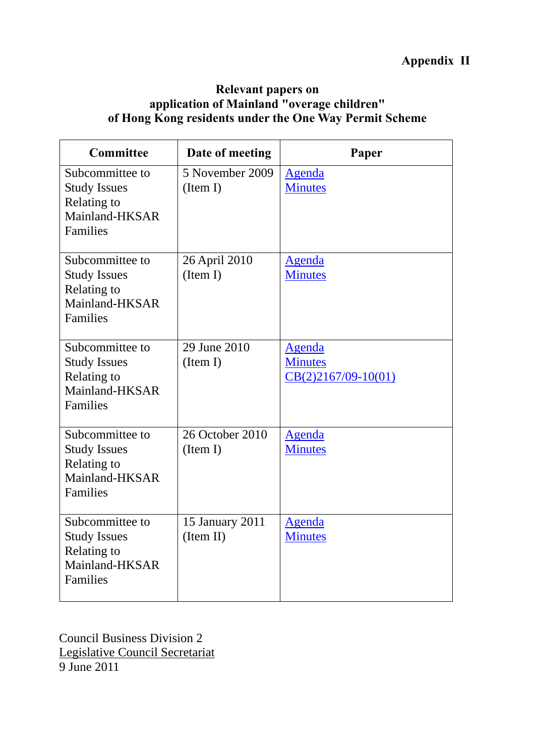**Appendix II**

**Relevant papers on application of Mainland "overage children" of Hong Kong residents under the One Way Permit Scheme**

| Committee | Date of meeting | Paper |
|---|---|---|
| Subcommittee to Study Issues Relating to Mainland-HKSAR Families | 5 November 2009 (Item I) | Agenda<br>Minutes |
| Subcommittee to Study Issues Relating to Mainland-HKSAR Families | 26 April 2010 (Item I) | Agenda<br>Minutes |
| Subcommittee to Study Issues Relating to Mainland-HKSAR Families | 29 June 2010 (Item I) | Agenda<br>Minutes<br>CB(2)2167/09-10(01) |
| Subcommittee to Study Issues Relating to Mainland-HKSAR Families | 26 October 2010 (Item I) | Agenda<br>Minutes |
| Subcommittee to Study Issues Relating to Mainland-HKSAR Families | 15 January 2011 (Item II) | Agenda<br>Minutes |

Council Business Division 2
Legislative Council Secretariat
9 June 2011